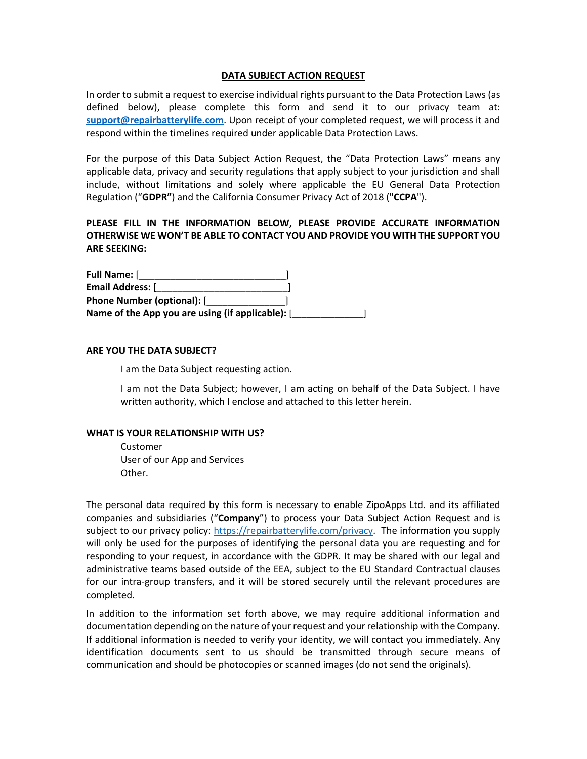# DATA SUBJECT ACTION REQUEST

In order to submit a request to exercise individual rights pursuant to the Data Protection Laws (as defined below), please complete this form and send it to our privacy team at: **support@repairbatterylife.com**. Upon receipt of your completed request, we will process it and respond within the timelines required under applicable Data Protection Laws.

For the purpose of this Data Subject Action Request, the "Data Protection Laws" means any applicable data, privacy and security regulations that apply subject to your jurisdiction and shall include, without limitations and solely where applicable the EU General Data Protection Regulation ("**GDPR**") and the California Consumer Privacy Act of 2018 ("**CCPA**").

**PLEASE FILL IN THE INFORMATION BELOW, PLEASE PROVIDE ACCURATE INFORMATION OTHERWISE WE WON'T BE ABLE TO CONTACT YOU AND PROVIDE YOU WITH THE SUPPORT YOU ARE SEEKING:**

**Full Name:** [_____________________________]
**Email Address:** [__________________________]
**Phone Number (optional):** [________________]
**Name of the App you are using (if applicable):** [______________]

**ARE YOU THE DATA SUBJECT?**

I am the Data Subject requesting action.

I am not the Data Subject; however, I am acting on behalf of the Data Subject. I have written authority, which I enclose and attached to this letter herein.

**WHAT IS YOUR RELATIONSHIP WITH US?**

Customer
User of our App and Services
Other.

The personal data required by this form is necessary to enable ZipoApps Ltd. and its affiliated companies and subsidiaries ("**Company**") to process your Data Subject Action Request and is subject to our privacy policy: https://repairbatterylife.com/privacy. The information you supply will only be used for the purposes of identifying the personal data you are requesting and for responding to your request, in accordance with the GDPR. It may be shared with our legal and administrative teams based outside of the EEA, subject to the EU Standard Contractual clauses for our intra-group transfers, and it will be stored securely until the relevant procedures are completed.

In addition to the information set forth above, we may require additional information and documentation depending on the nature of your request and your relationship with the Company. If additional information is needed to verify your identity, we will contact you immediately. Any identification documents sent to us should be transmitted through secure means of communication and should be photocopies or scanned images (do not send the originals).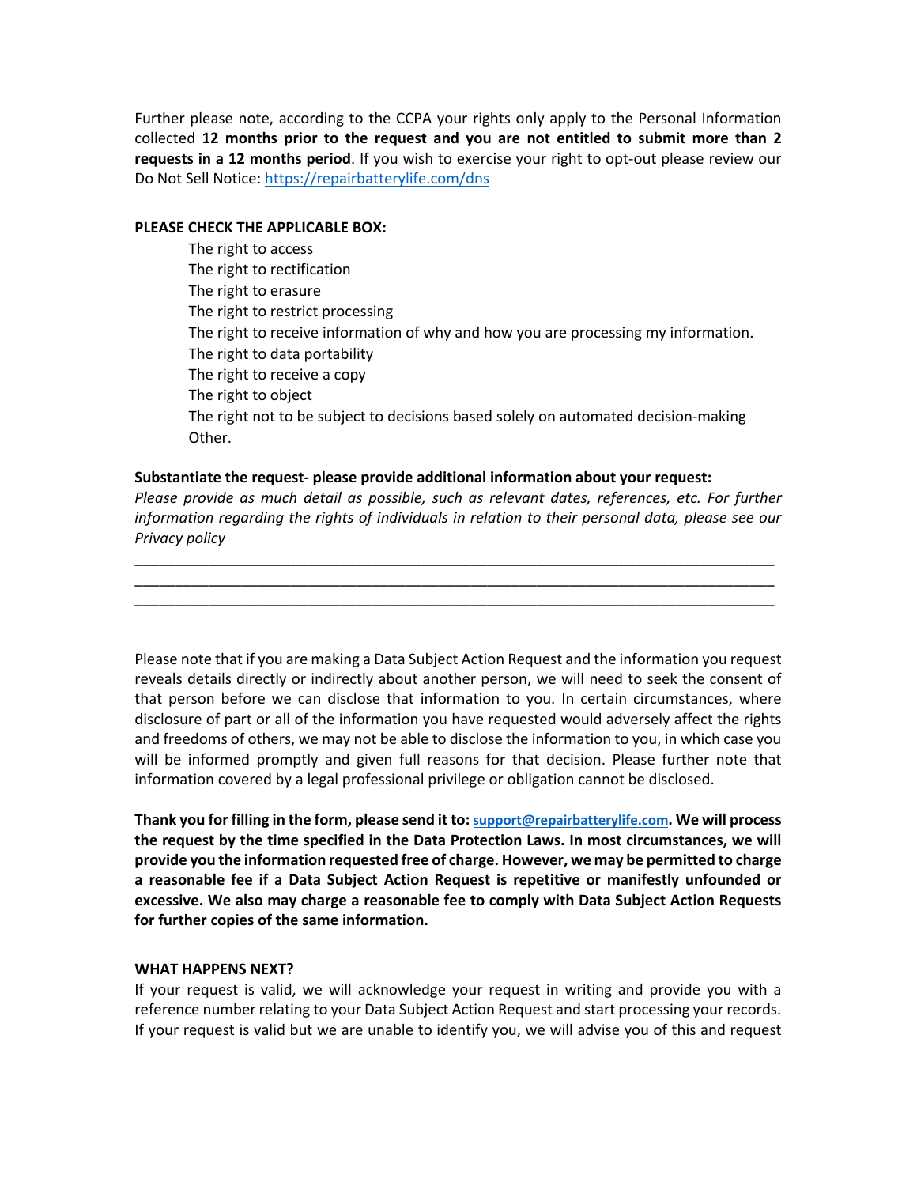Further please note, according to the CCPA your rights only apply to the Personal Information collected **12 months prior to the request and you are not entitled to submit more than 2 requests in a 12 months period**. If you wish to exercise your right to opt-out please review our Do Not Sell Notice: https://repairbatterylife.com/dns

**PLEASE CHECK THE APPLICABLE BOX:**

- The right to access
- The right to rectification
- The right to erasure
- The right to restrict processing
- The right to receive information of why and how you are processing my information.
- The right to data portability
- The right to receive a copy
- The right to object
- The right not to be subject to decisions based solely on automated decision-making
- Other.

**Substantiate the request- please provide additional information about your request:**

*Please provide as much detail as possible, such as relevant dates, references, etc. For further information regarding the rights of individuals in relation to their personal data, please see our Privacy policy*

\_\_\_\_\_\_\_\_\_\_\_\_\_\_\_\_\_\_\_\_\_\_\_\_\_\_\_\_\_\_\_\_\_\_\_\_\_\_\_\_\_\_\_\_\_\_\_\_\_\_\_\_\_\_\_\_\_\_\_\_\_\_\_\_\_\_\_\_\_\_\_\_\_\_\_\_\_\_
\_\_\_\_\_\_\_\_\_\_\_\_\_\_\_\_\_\_\_\_\_\_\_\_\_\_\_\_\_\_\_\_\_\_\_\_\_\_\_\_\_\_\_\_\_\_\_\_\_\_\_\_\_\_\_\_\_\_\_\_\_\_\_\_\_\_\_\_\_\_\_\_\_\_\_\_\_\_
\_\_\_\_\_\_\_\_\_\_\_\_\_\_\_\_\_\_\_\_\_\_\_\_\_\_\_\_\_\_\_\_\_\_\_\_\_\_\_\_\_\_\_\_\_\_\_\_\_\_\_\_\_\_\_\_\_\_\_\_\_\_\_\_\_\_\_\_\_\_\_\_\_\_\_\_\_\_

Please note that if you are making a Data Subject Action Request and the information you request reveals details directly or indirectly about another person, we will need to seek the consent of that person before we can disclose that information to you. In certain circumstances, where disclosure of part or all of the information you have requested would adversely affect the rights and freedoms of others, we may not be able to disclose the information to you, in which case you will be informed promptly and given full reasons for that decision. Please further note that information covered by a legal professional privilege or obligation cannot be disclosed.

**Thank you for filling in the form, please send it to: support@repairbatterylife.com. We will process the request by the time specified in the Data Protection Laws. In most circumstances, we will provide you the information requested free of charge. However, we may be permitted to charge a reasonable fee if a Data Subject Action Request is repetitive or manifestly unfounded or excessive. We also may charge a reasonable fee to comply with Data Subject Action Requests for further copies of the same information.**

**WHAT HAPPENS NEXT?**

If your request is valid, we will acknowledge your request in writing and provide you with a reference number relating to your Data Subject Action Request and start processing your records. If your request is valid but we are unable to identify you, we will advise you of this and request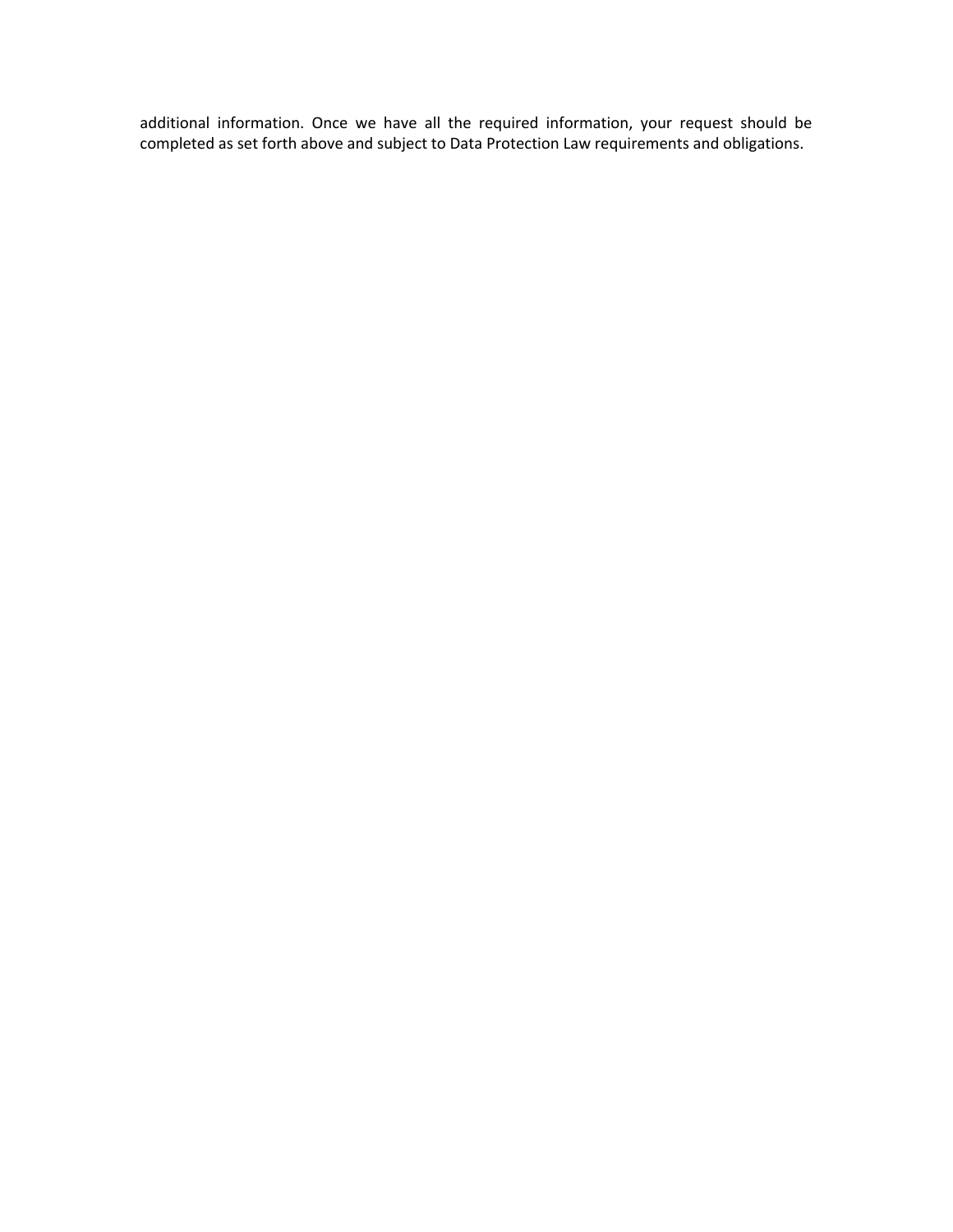additional information. Once we have all the required information, your request should be completed as set forth above and subject to Data Protection Law requirements and obligations.